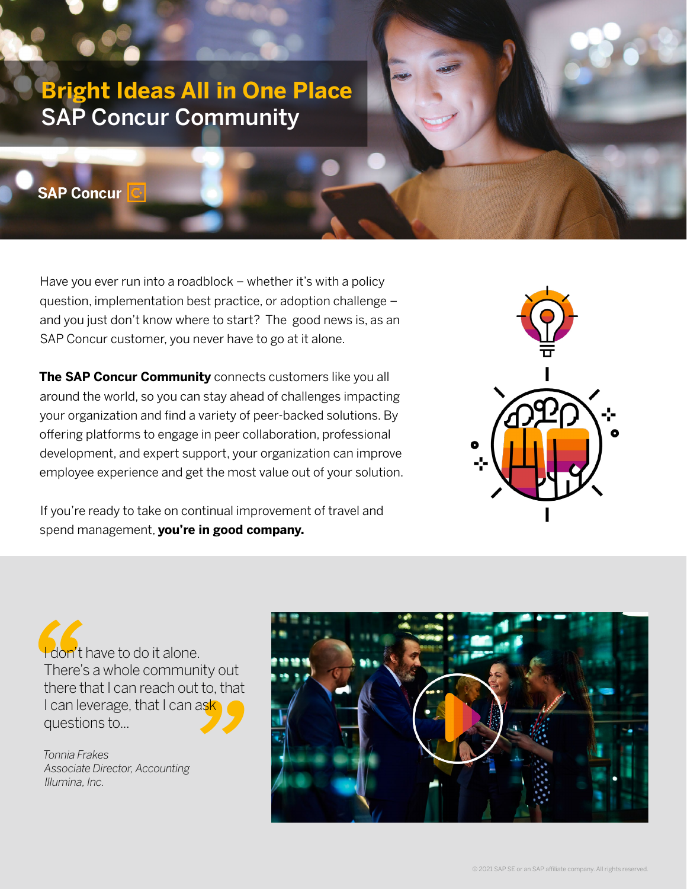# Bright Ideas All in One Place
## SAP Concur Community

SAP Concur

Have you ever run into a roadblock – whether it's with a policy question, implementation best practice, or adoption challenge – and you just don't know where to start? The good news is, as an SAP Concur customer, you never have to go at it alone.

**The SAP Concur Community** connects customers like you all around the world, so you can stay ahead of challenges impacting your organization and find a variety of peer-backed solutions. By offering platforms to engage in peer collaboration, professional development, and expert support, your organization can improve employee experience and get the most value out of your solution.

If you're ready to take on continual improvement of travel and spend management, **you're in good company.**

> "I don't have to do it alone. There's a whole community out there that I can reach out to, that I can leverage, that I can ask questions to…"

*Tonnia Frakes*
*Associate Director, Accounting*
*Illumina, Inc.*

© 2021 SAP SE or an SAP affiliate company. All rights reserved.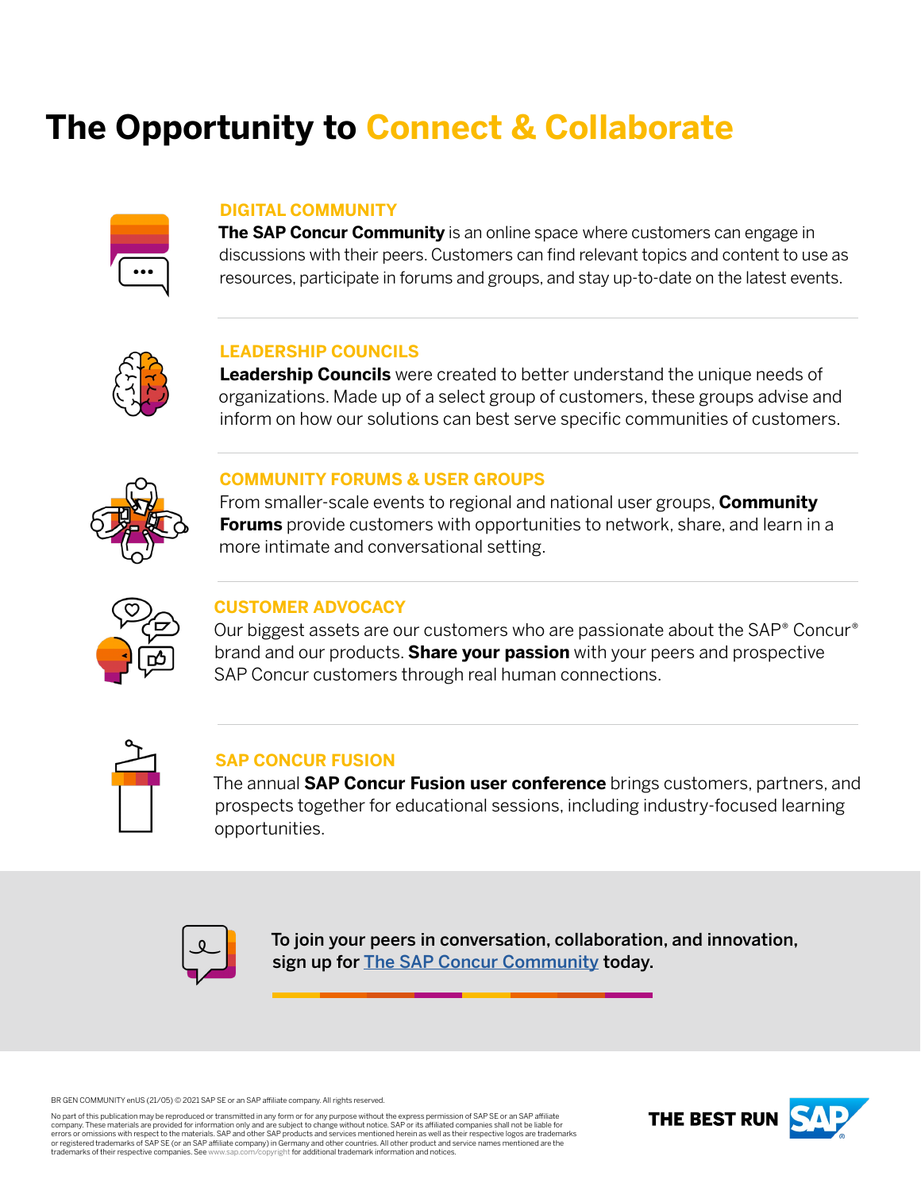# The Opportunity to Connect & Collaborate

## DIGITAL COMMUNITY

**The SAP Concur Community** is an online space where customers can engage in discussions with their peers. Customers can find relevant topics and content to use as resources, participate in forums and groups, and stay up-to-date on the latest events.

## LEADERSHIP COUNCILS

**Leadership Councils** were created to better understand the unique needs of organizations. Made up of a select group of customers, these groups advise and inform on how our solutions can best serve specific communities of customers.

## COMMUNITY FORUMS & USER GROUPS

From smaller-scale events to regional and national user groups, **Community Forums** provide customers with opportunities to network, share, and learn in a more intimate and conversational setting.

## CUSTOMER ADVOCACY

Our biggest assets are our customers who are passionate about the SAP® Concur® brand and our products. **Share your passion** with your peers and prospective SAP Concur customers through real human connections.

## SAP CONCUR FUSION

The annual **SAP Concur Fusion user conference** brings customers, partners, and prospects together for educational sessions, including industry-focused learning opportunities.

**To join your peers in conversation, collaboration, and innovation, sign up for The SAP Concur Community today.**

BR GEN COMMUNITY enUS (21/05) © 2021 SAP SE or an SAP affiliate company. All rights reserved.

No part of this publication may be reproduced or transmitted in any form or for any purpose without the express permission of SAP SE or an SAP affiliate company. These materials are provided for information only and are subject to change without notice. SAP or its affiliated companies shall not be liable for errors or omissions with respect to the materials. SAP and other SAP products and services mentioned herein as well as their respective logos are trademarks or registered trademarks of SAP SE (or an SAP affiliate company) in Germany and other countries. All other product and service names mentioned are the trademarks of their respective companies. See www.sap.com/copyright for additional trademark information and notices.

THE BEST RUN SAP